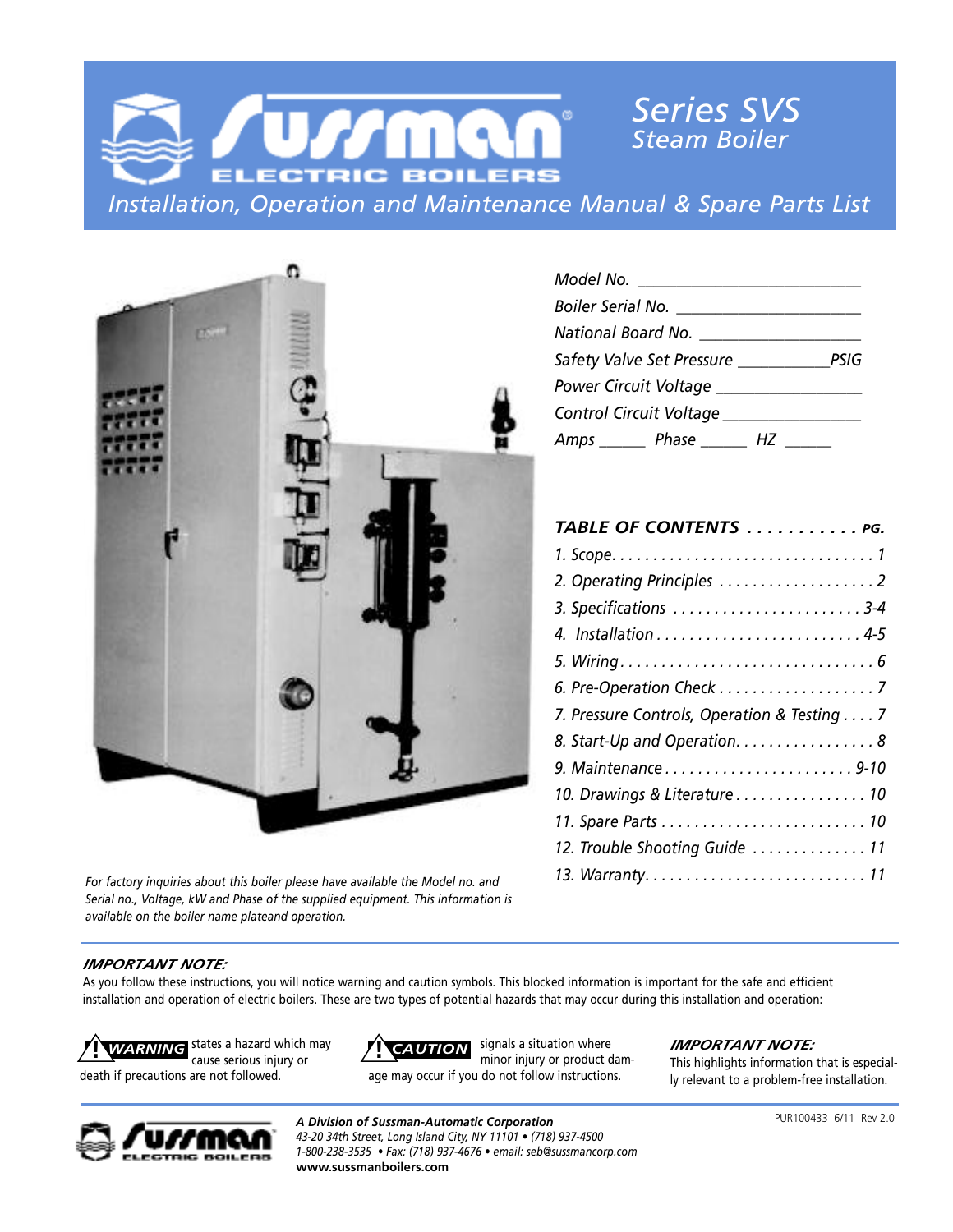# Sussman Electric Boilers

## Series SVS Steam Boiler

*Installation, Operation and Maintenance Manual & Spare Parts List*

*Model No.* ____________________

*Boiler Serial No.* ____________________

*National Board No.* ____________________

*Safety Valve Set Pressure* __________ *PSIG*

*Power Circuit Voltage* ____________________

*Control Circuit Voltage* ____________________

*Amps* _____ *Phase* _____ *HZ* _____

| *TABLE OF CONTENTS* | *PG.* |
|---|---|
| *1. Scope* | *1* |
| *2. Operating Principles* | *2* |
| *3. Specifications* | *3-4* |
| *4. Installation* | *4-5* |
| *5. Wiring* | *6* |
| *6. Pre-Operation Check* | *7* |
| *7. Pressure Controls, Operation & Testing* | *7* |
| *8. Start-Up and Operation* | *8* |
| *9. Maintenance* | *9-10* |
| *10. Drawings & Literature* | *10* |
| *11. Spare Parts* | *10* |
| *12. Trouble Shooting Guide* | *11* |
| *13. Warranty* | *11* |

*For factory inquiries about this boiler please have available the Model no. and Serial no., Voltage, kW and Phase of the supplied equipment. This information is available on the boiler name plateand operation.*

***IMPORTANT NOTE:***

As you follow these instructions, you will notice warning and caution symbols. This blocked information is important for the safe and efficient installation and operation of electric boilers. These are two types of potential hazards that may occur during this installation and operation:

**⚠ WARNING** states a hazard which may cause serious injury or death if precautions are not followed.

**⚠ CAUTION** signals a situation where minor injury or product damage may occur if you do not follow instructions.

***IMPORTANT NOTE:*** This highlights information that is especially relevant to a problem-free installation.

***A Division of Sussman-Automatic Corporation***
*43-20 34th Street, Long Island City, NY 11101 • (718) 937-4500*
*1-800-238-3535 • Fax: (718) 937-4676 • email: seb@sussmancorp.com*
**www.sussmanboilers.com**

PUR100433 6/11 Rev 2.0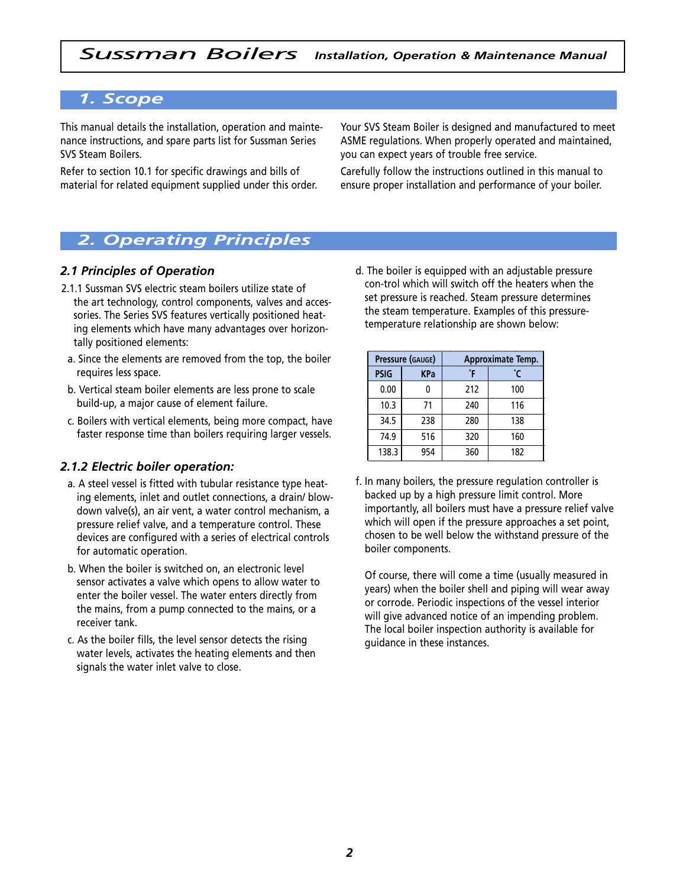## 1. Scope

This manual details the installation, operation and maintenance instructions, and spare parts list for Sussman Series SVS Steam Boilers.

Refer to section 10.1 for specific drawings and bills of material for related equipment supplied under this order.

Your SVS Steam Boiler is designed and manufactured to meet ASME regulations. When properly operated and maintained, you can expect years of trouble free service.

Carefully follow the instructions outlined in this manual to ensure proper installation and performance of your boiler.

## 2. Operating Principles

### *2.1 Principles of Operation*

2.1.1 Sussman SVS electric steam boilers utilize state of the art technology, control components, valves and accessories. The Series SVS features vertically positioned heating elements which have many advantages over horizontally positioned elements:

a. Since the elements are removed from the top, the boiler requires less space.

b. Vertical steam boiler elements are less prone to scale build-up, a major cause of element failure.

c. Boilers with vertical elements, being more compact, have faster response time than boilers requiring larger vessels.

### *2.1.2 Electric boiler operation:*

a. A steel vessel is fitted with tubular resistance type heating elements, inlet and outlet connections, a drain/ blowdown valve(s), an air vent, a water control mechanism, a pressure relief valve, and a temperature control. These devices are configured with a series of electrical controls for automatic operation.

b. When the boiler is switched on, an electronic level sensor activates a valve which opens to allow water to enter the boiler vessel. The water enters directly from the mains, from a pump connected to the mains, or a receiver tank.

c. As the boiler fills, the level sensor detects the rising water levels, activates the heating elements and then signals the water inlet valve to close.

d. The boiler is equipped with an adjustable pressure con-trol which will switch off the heaters when the set pressure is reached. Steam pressure determines the steam temperature. Examples of this pressure-temperature relationship are shown below:

| Pressure (GAUGE) | | Approximate Temp. | |
|---|---|---|---|
| PSIG | KPa | ˚F | ˚C |
| 0.00 | 0 | 212 | 100 |
| 10.3 | 71 | 240 | 116 |
| 34.5 | 238 | 280 | 138 |
| 74.9 | 516 | 320 | 160 |
| 138.3 | 954 | 360 | 182 |

f. In many boilers, the pressure regulation controller is backed up by a high pressure limit control. More importantly, all boilers must have a pressure relief valve which will open if the pressure approaches a set point, chosen to be well below the withstand pressure of the boiler components.

Of course, there will come a time (usually measured in years) when the boiler shell and piping will wear away or corrode. Periodic inspections of the vessel interior will give advanced notice of an impending problem. The local boiler inspection authority is available for guidance in these instances.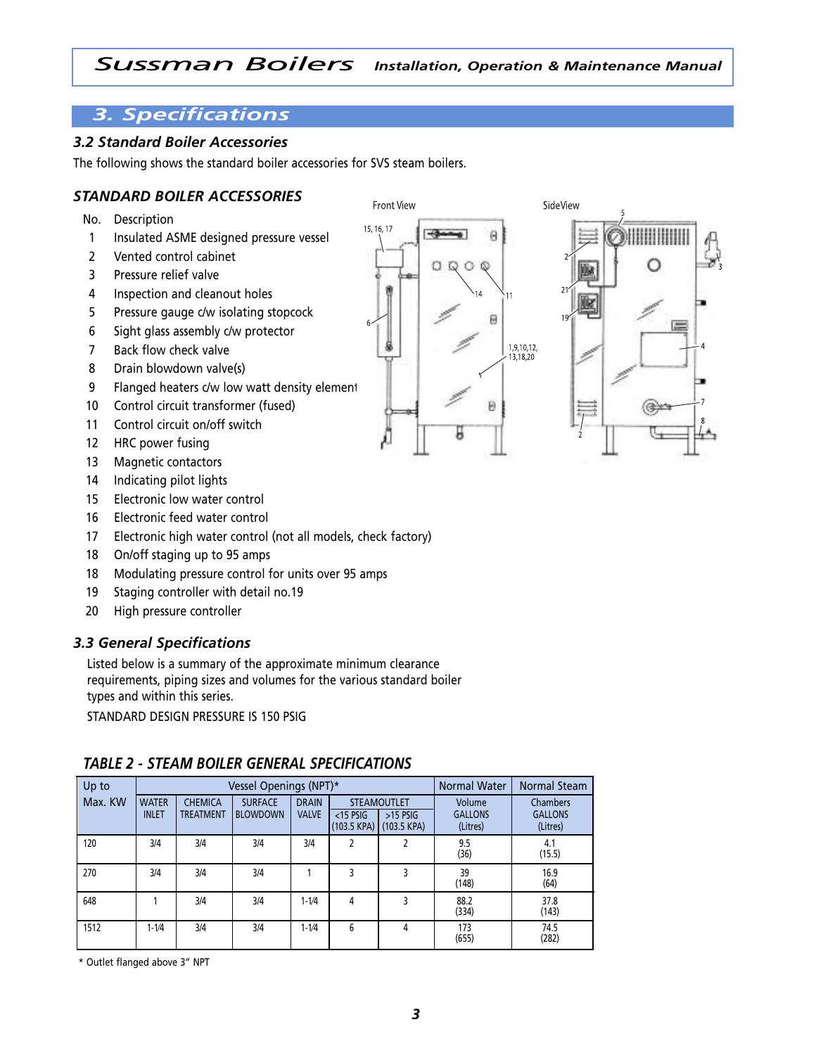## 3. Specifications

### 3.2 Standard Boiler Accessories

The following shows the standard boiler accessories for SVS steam boilers.

### STANDARD BOILER ACCESSORIES

| No. | Description |
|---|---|
| 1 | Insulated ASME designed pressure vessel |
| 2 | Vented control cabinet |
| 3 | Pressure relief valve |
| 4 | Inspection and cleanout holes |
| 5 | Pressure gauge c/w isolating stopcock |
| 6 | Sight glass assembly c/w protector |
| 7 | Back flow check valve |
| 8 | Drain blowdown valve(s) |
| 9 | Flanged heaters c/w low watt density element |
| 10 | Control circuit transformer (fused) |
| 11 | Control circuit on/off switch |
| 12 | HRC power fusing |
| 13 | Magnetic contactors |
| 14 | Indicating pilot lights |
| 15 | Electronic low water control |
| 16 | Electronic feed water control |
| 17 | Electronic high water control (not all models, check factory) |
| 18 | On/off staging up to 95 amps |
| 18 | Modulating pressure control for units over 95 amps |
| 19 | Staging controller with detail no.19 |
| 20 | High pressure controller |

### 3.3 General Specifications

Listed below is a summary of the approximate minimum clearance requirements, piping sizes and volumes for the various standard boiler types and within this series.

STANDARD DESIGN PRESSURE IS 150 PSIG

### TABLE 2 - STEAM BOILER GENERAL SPECIFICATIONS

| Up to Max. KW | Vessel Openings (NPT)* | | | | | | Normal Water | Normal Steam |
|---|---|---|---|---|---|---|---|---|
| | WATER INLET | CHEMICA TREATMENT | SURFACE BLOWDOWN | DRAIN VALVE | STEAMOUTLET <15 PSIG (103.5 KPA) | STEAMOUTLET >15 PSIG (103.5 KPA) | Volume GALLONS (Litres) | Chambers GALLONS (Litres) |
| 120 | 3/4 | 3/4 | 3/4 | 3/4 | 2 | 2 | 9.5 (36) | 4.1 (15.5) |
| 270 | 3/4 | 3/4 | 3/4 | 1 | 3 | 3 | 39 (148) | 16.9 (64) |
| 648 | 1 | 3/4 | 3/4 | 1-1/4 | 4 | 3 | 88.2 (334) | 37.8 (143) |
| 1512 | 1-1/4 | 3/4 | 3/4 | 1-1/4 | 6 | 4 | 173 (655) | 74.5 (282) |

\* Outlet flanged above 3" NPT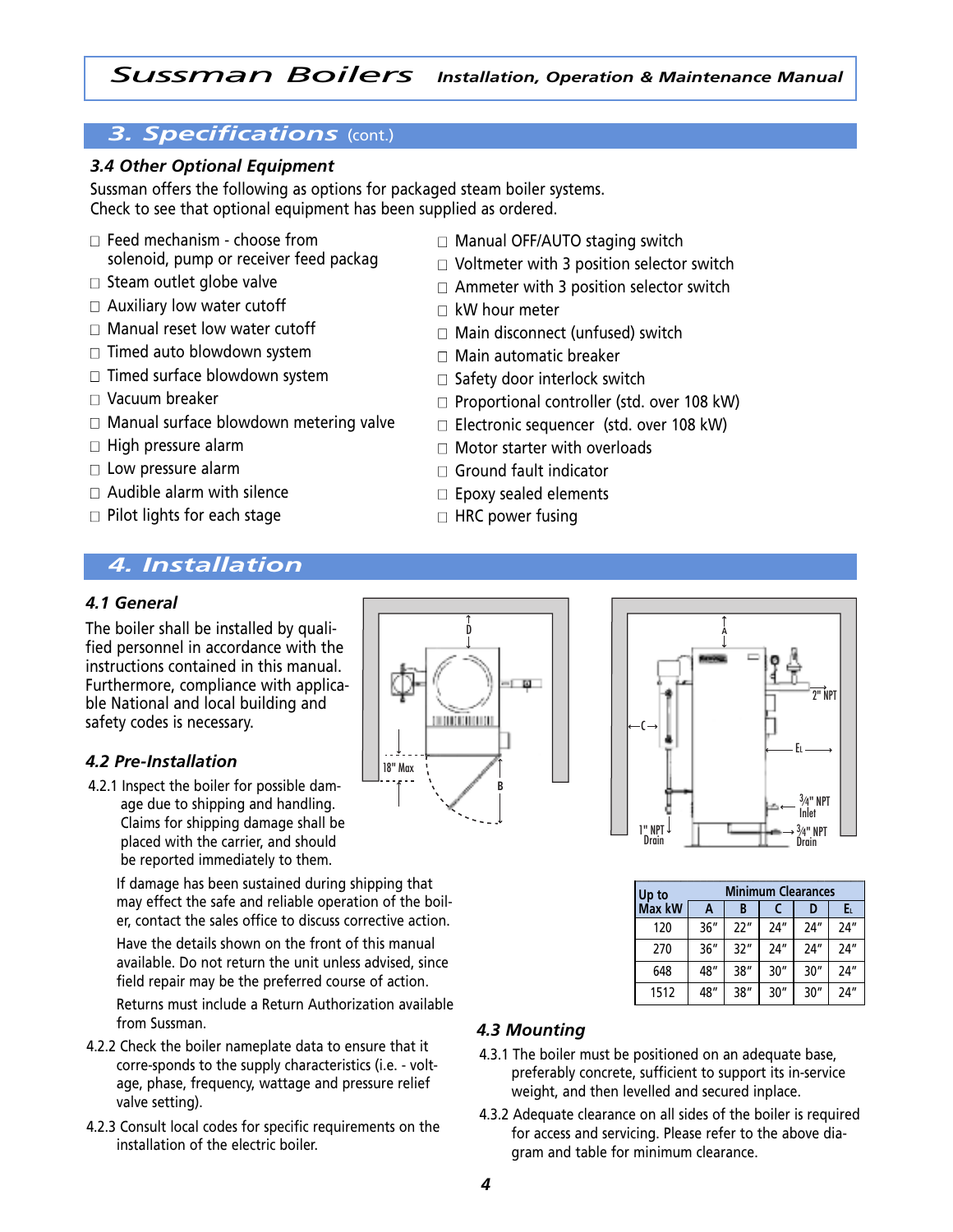## 3. Specifications (cont.)

### 3.4 Other Optional Equipment

Sussman offers the following as options for packaged steam boiler systems. Check to see that optional equipment has been supplied as ordered.

- □ Feed mechanism - choose from solenoid, pump or receiver feed packag
- □ Steam outlet globe valve
- □ Auxiliary low water cutoff
- □ Manual reset low water cutoff
- □ Timed auto blowdown system
- □ Timed surface blowdown system
- □ Vacuum breaker
- □ Manual surface blowdown metering valve
- □ High pressure alarm
- □ Low pressure alarm
- □ Audible alarm with silence
- □ Pilot lights for each stage
- □ Manual OFF/AUTO staging switch
- □ Voltmeter with 3 position selector switch
- □ Ammeter with 3 position selector switch
- □ kW hour meter
- □ Main disconnect (unfused) switch
- □ Main automatic breaker
- □ Safety door interlock switch
- □ Proportional controller (std. over 108 kW)
- □ Electronic sequencer (std. over 108 kW)
- □ Motor starter with overloads
- □ Ground fault indicator
- □ Epoxy sealed elements
- □ HRC power fusing

## 4. Installation

### 4.1 General

The boiler shall be installed by qualified personnel in accordance with the instructions contained in this manual. Furthermore, compliance with applicable National and local building and safety codes is necessary.

### 4.2 Pre-Installation

4.2.1 Inspect the boiler for possible damage due to shipping and handling. Claims for shipping damage shall be placed with the carrier, and should be reported immediately to them.

If damage has been sustained during shipping that may effect the safe and reliable operation of the boiler, contact the sales office to discuss corrective action.

Have the details shown on the front of this manual available. Do not return the unit unless advised, since field repair may be the preferred course of action.

Returns must include a Return Authorization available from Sussman.

4.2.2 Check the boiler nameplate data to ensure that it corre-sponds to the supply characteristics (i.e. - voltage, phase, frequency, wattage and pressure relief valve setting).

4.2.3 Consult local codes for specific requirements on the installation of the electric boiler.

18" Max | D | B | A | C | EL | 2" NPT | ¾" NPT Inlet | 1" NPT Drain | ¾" NPT Drain

| Up to Max kW | Minimum Clearances | | | | |
|---|---|---|---|---|---|
| | A | B | C | D | EL |
| 120 | 36" | 22" | 24" | 24" | 24" |
| 270 | 36" | 32" | 24" | 24" | 24" |
| 648 | 48" | 38" | 30" | 30" | 24" |
| 1512 | 48" | 38" | 30" | 30" | 24" |

### 4.3 Mounting

4.3.1 The boiler must be positioned on an adequate base, preferably concrete, sufficient to support its in-service weight, and then levelled and secured inplace.

4.3.2 Adequate clearance on all sides of the boiler is required for access and servicing. Please refer to the above diagram and table for minimum clearance.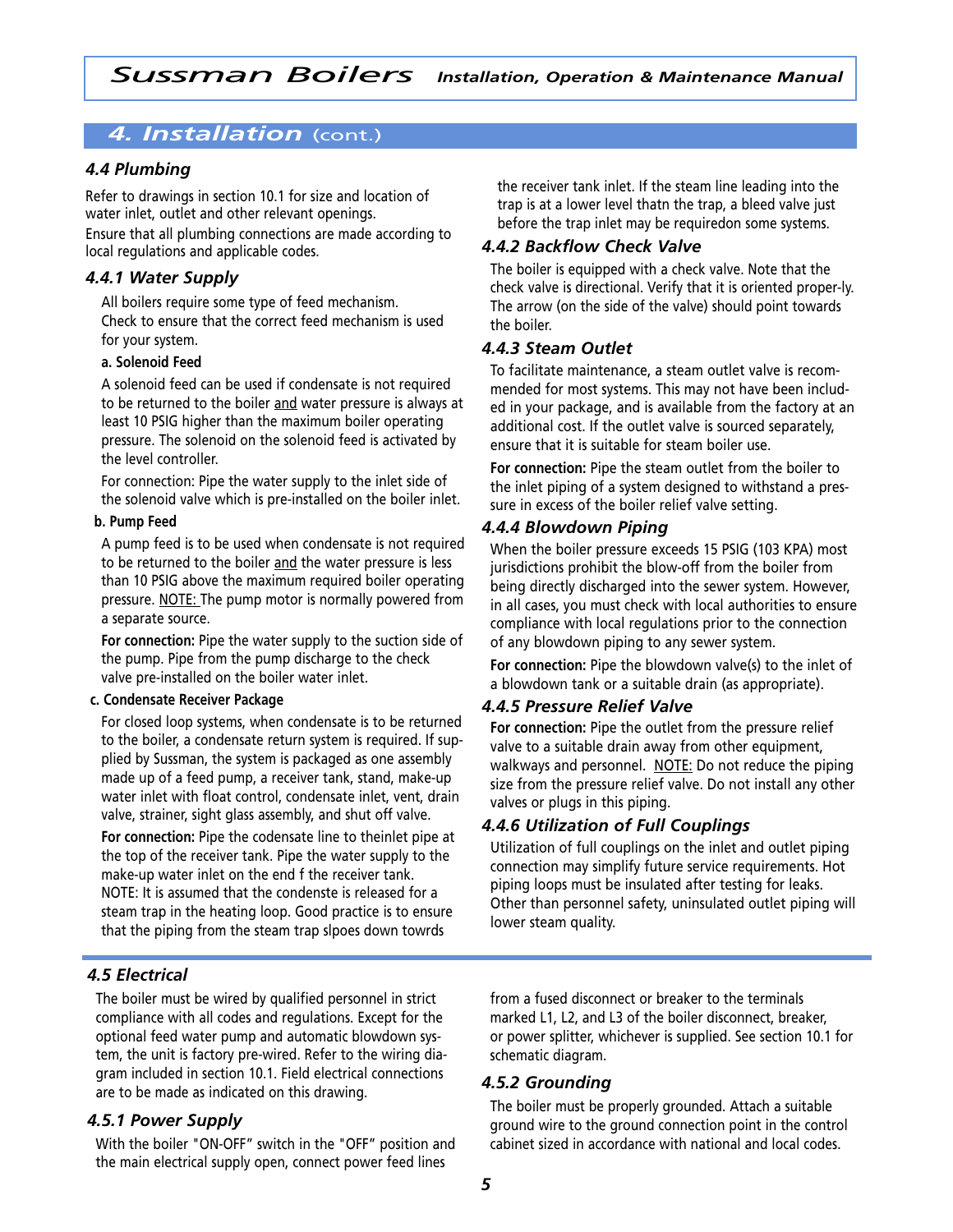# 4. Installation (cont.)

### 4.4 Plumbing

Refer to drawings in section 10.1 for size and location of water inlet, outlet and other relevant openings.

Ensure that all plumbing connections are made according to local regulations and applicable codes.

### 4.4.1 Water Supply

All boilers require some type of feed mechanism. Check to ensure that the correct feed mechanism is used for your system.

**a. Solenoid Feed**

A solenoid feed can be used if condensate is not required to be returned to the boiler and water pressure is always at least 10 PSIG higher than the maximum boiler operating pressure. The solenoid on the solenoid feed is activated by the level controller.

For connection: Pipe the water supply to the inlet side of the solenoid valve which is pre-installed on the boiler inlet.

**b. Pump Feed**

A pump feed is to be used when condensate is not required to be returned to the boiler and the water pressure is less than 10 PSIG above the maximum required boiler operating pressure. NOTE: The pump motor is normally powered from a separate source.

**For connection:** Pipe the water supply to the suction side of the pump. Pipe from the pump discharge to the check valve pre-installed on the boiler water inlet.

**c. Condensate Receiver Package**

For closed loop systems, when condensate is to be returned to the boiler, a condensate return system is required. If supplied by Sussman, the system is packaged as one assembly made up of a feed pump, a receiver tank, stand, make-up water inlet with float control, condensate inlet, vent, drain valve, strainer, sight glass assembly, and shut off valve.

**For connection:** Pipe the codensate line to theinlet pipe at the top of the receiver tank. Pipe the water supply to the make-up water inlet on the end f the receiver tank. NOTE: It is assumed that the condenste is released for a steam trap in the heating loop. Good practice is to ensure that the piping from the steam trap slpoes down towrds the receiver tank inlet. If the steam line leading into the trap is at a lower level thatn the trap, a bleed valve just before the trap inlet may be requiredon some systems.

### 4.4.2 Backflow Check Valve

The boiler is equipped with a check valve. Note that the check valve is directional. Verify that it is oriented proper-ly. The arrow (on the side of the valve) should point towards the boiler.

### 4.4.3 Steam Outlet

To facilitate maintenance, a steam outlet valve is recommended for most systems. This may not have been included in your package, and is available from the factory at an additional cost. If the outlet valve is sourced separately, ensure that it is suitable for steam boiler use.

**For connection:** Pipe the steam outlet from the boiler to the inlet piping of a system designed to withstand a pressure in excess of the boiler relief valve setting.

### 4.4.4 Blowdown Piping

When the boiler pressure exceeds 15 PSIG (103 KPA) most jurisdictions prohibit the blow-off from the boiler from being directly discharged into the sewer system. However, in all cases, you must check with local authorities to ensure compliance with local regulations prior to the connection of any blowdown piping to any sewer system.

**For connection:** Pipe the blowdown valve(s) to the inlet of a blowdown tank or a suitable drain (as appropriate).

### 4.4.5 Pressure Relief Valve

**For connection:** Pipe the outlet from the pressure relief valve to a suitable drain away from other equipment, walkways and personnel. NOTE: Do not reduce the piping size from the pressure relief valve. Do not install any other valves or plugs in this piping.

### 4.4.6 Utilization of Full Couplings

Utilization of full couplings on the inlet and outlet piping connection may simplify future service requirements. Hot piping loops must be insulated after testing for leaks. Other than personnel safety, uninsulated outlet piping will lower steam quality.

### 4.5 Electrical

The boiler must be wired by qualified personnel in strict compliance with all codes and regulations. Except for the optional feed water pump and automatic blowdown system, the unit is factory pre-wired. Refer to the wiring diagram included in section 10.1. Field electrical connections are to be made as indicated on this drawing.

### 4.5.1 Power Supply

With the boiler "ON-OFF" switch in the "OFF" position and the main electrical supply open, connect power feed lines from a fused disconnect or breaker to the terminals marked L1, L2, and L3 of the boiler disconnect, breaker, or power splitter, whichever is supplied. See section 10.1 for schematic diagram.

### 4.5.2 Grounding

The boiler must be properly grounded. Attach a suitable ground wire to the ground connection point in the control cabinet sized in accordance with national and local codes.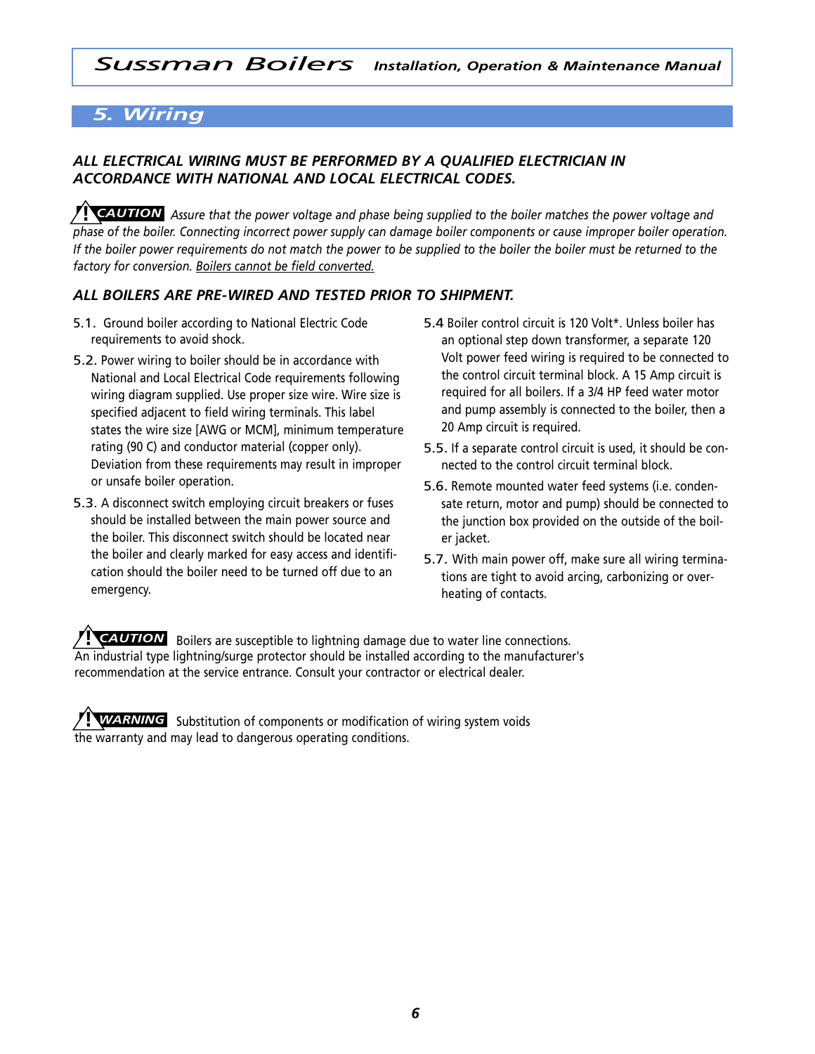## 5. Wiring

***ALL ELECTRICAL WIRING MUST BE PERFORMED BY A QUALIFIED ELECTRICIAN IN ACCORDANCE WITH NATIONAL AND LOCAL ELECTRICAL CODES.***

**⚠ CAUTION** *Assure that the power voltage and phase being supplied to the boiler matches the power voltage and phase of the boiler. Connecting incorrect power supply can damage boiler components or cause improper boiler operation. If the boiler power requirements do not match the power to be supplied to the boiler the boiler must be returned to the factory for conversion. <u>Boilers cannot be field converted.</u>*

***ALL BOILERS ARE PRE-WIRED AND TESTED PRIOR TO SHIPMENT.***

5.1. Ground boiler according to National Electric Code requirements to avoid shock.

5.2. Power wiring to boiler should be in accordance with National and Local Electrical Code requirements following wiring diagram supplied. Use proper size wire. Wire size is specified adjacent to field wiring terminals. This label states the wire size [AWG or MCM], minimum temperature rating (90 C) and conductor material (copper only). Deviation from these requirements may result in improper or unsafe boiler operation.

5.3. A disconnect switch employing circuit breakers or fuses should be installed between the main power source and the boiler. This disconnect switch should be located near the boiler and clearly marked for easy access and identification should the boiler need to be turned off due to an emergency.

5.4 Boiler control circuit is 120 Volt*. Unless boiler has an optional step down transformer, a separate 120 Volt power feed wiring is required to be connected to the control circuit terminal block. A 15 Amp circuit is required for all boilers. If a 3/4 HP feed water motor and pump assembly is connected to the boiler, then a 20 Amp circuit is required.

5.5. If a separate control circuit is used, it should be connected to the control circuit terminal block.

5.6. Remote mounted water feed systems (i.e. condensate return, motor and pump) should be connected to the junction box provided on the outside of the boiler jacket.

5.7. With main power off, make sure all wiring terminations are tight to avoid arcing, carbonizing or overheating of contacts.

**⚠ CAUTION** Boilers are susceptible to lightning damage due to water line connections. An industrial type lightning/surge protector should be installed according to the manufacturer's recommendation at the service entrance. Consult your contractor or electrical dealer.

**⚠ WARNING** Substitution of components or modification of wiring system voids the warranty and may lead to dangerous operating conditions.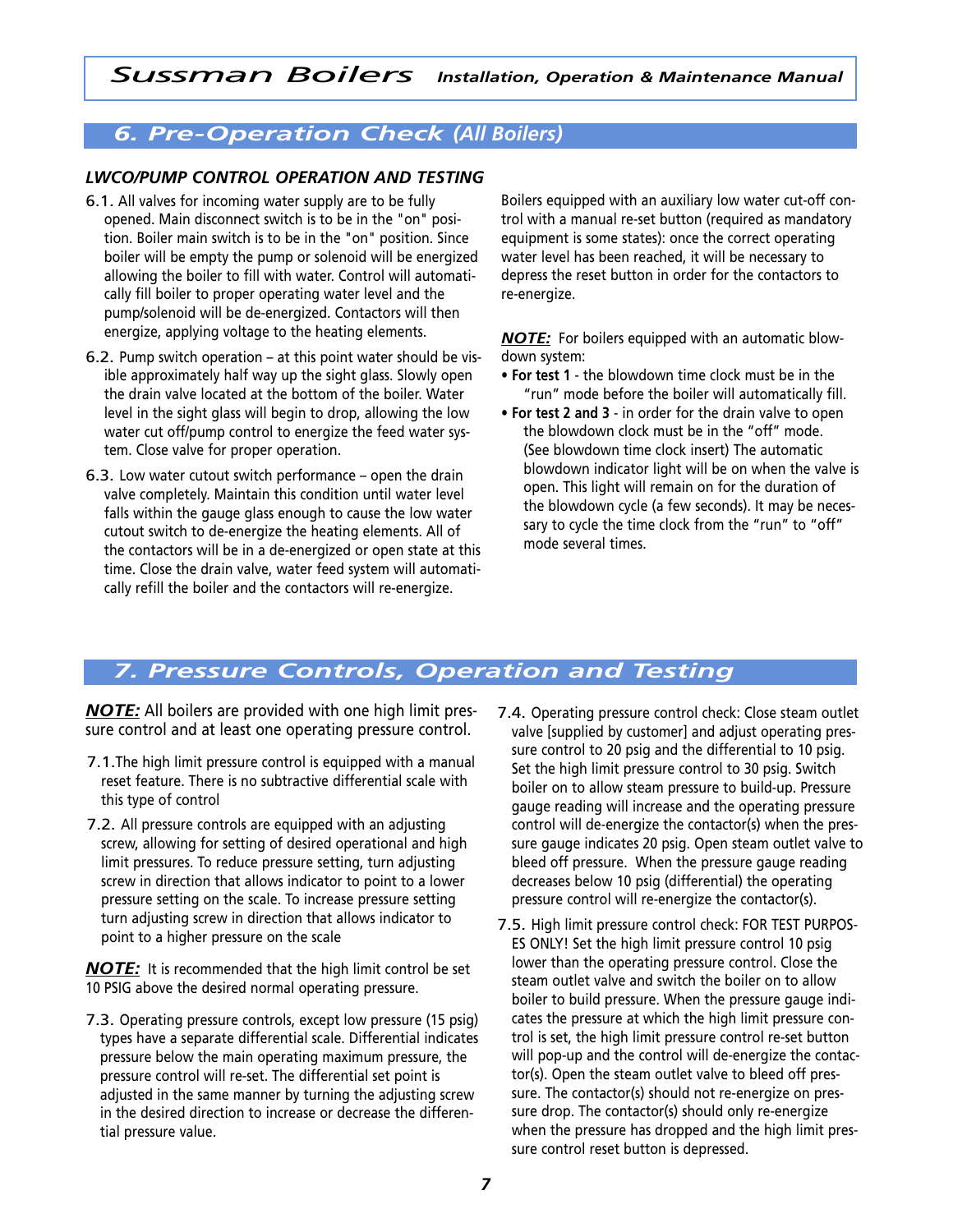## 6. Pre-Operation Check *(All Boilers)*

### *LWCO/PUMP CONTROL OPERATION AND TESTING*

6.1. All valves for incoming water supply are to be fully opened. Main disconnect switch is to be in the "on" position. Boiler main switch is to be in the "on" position. Since boiler will be empty the pump or solenoid will be energized allowing the boiler to fill with water. Control will automatically fill boiler to proper operating water level and the pump/solenoid will be de-energized. Contactors will then energize, applying voltage to the heating elements.

6.2. Pump switch operation – at this point water should be visible approximately half way up the sight glass. Slowly open the drain valve located at the bottom of the boiler. Water level in the sight glass will begin to drop, allowing the low water cut off/pump control to energize the feed water system. Close valve for proper operation.

6.3. Low water cutout switch performance – open the drain valve completely. Maintain this condition until water level falls within the gauge glass enough to cause the low water cutout switch to de-energize the heating elements. All of the contactors will be in a de-energized or open state at this time. Close the drain valve, water feed system will automatically refill the boiler and the contactors will re-energize.

Boilers equipped with an auxiliary low water cut-off control with a manual re-set button (required as mandatory equipment is some states): once the correct operating water level has been reached, it will be necessary to depress the reset button in order for the contactors to re-energize.

***NOTE:*** For boilers equipped with an automatic blowdown system:

- **For test 1** - the blowdown time clock must be in the “run” mode before the boiler will automatically fill.
- **For test 2 and 3** - in order for the drain valve to open the blowdown clock must be in the “off” mode. (See blowdown time clock insert) The automatic blowdown indicator light will be on when the valve is open. This light will remain on for the duration of the blowdown cycle (a few seconds). It may be necessary to cycle the time clock from the “run” to “off” mode several times.

## 7. Pressure Controls, Operation and Testing

***NOTE:*** All boilers are provided with one high limit pressure control and at least one operating pressure control.

7.1.The high limit pressure control is equipped with a manual reset feature. There is no subtractive differential scale with this type of control

7.2. All pressure controls are equipped with an adjusting screw, allowing for setting of desired operational and high limit pressures. To reduce pressure setting, turn adjusting screw in direction that allows indicator to point to a lower pressure setting on the scale. To increase pressure setting turn adjusting screw in direction that allows indicator to point to a higher pressure on the scale

***NOTE:*** It is recommended that the high limit control be set 10 PSIG above the desired normal operating pressure.

7.3. Operating pressure controls, except low pressure (15 psig) types have a separate differential scale. Differential indicates pressure below the main operating maximum pressure, the pressure control will re-set. The differential set point is adjusted in the same manner by turning the adjusting screw in the desired direction to increase or decrease the differential pressure value.

7.4. Operating pressure control check: Close steam outlet valve [supplied by customer] and adjust operating pressure control to 20 psig and the differential to 10 psig. Set the high limit pressure control to 30 psig. Switch boiler on to allow steam pressure to build-up. Pressure gauge reading will increase and the operating pressure control will de-energize the contactor(s) when the pressure gauge indicates 20 psig. Open steam outlet valve to bleed off pressure. When the pressure gauge reading decreases below 10 psig (differential) the operating pressure control will re-energize the contactor(s).

7.5. High limit pressure control check: FOR TEST PURPOSES ONLY! Set the high limit pressure control 10 psig lower than the operating pressure control. Close the steam outlet valve and switch the boiler on to allow boiler to build pressure. When the pressure gauge indicates the pressure at which the high limit pressure control is set, the high limit pressure control re-set button will pop-up and the control will de-energize the contactor(s). Open the steam outlet valve to bleed off pressure. The contactor(s) should not re-energize on pressure drop. The contactor(s) should only re-energize when the pressure has dropped and the high limit pressure control reset button is depressed.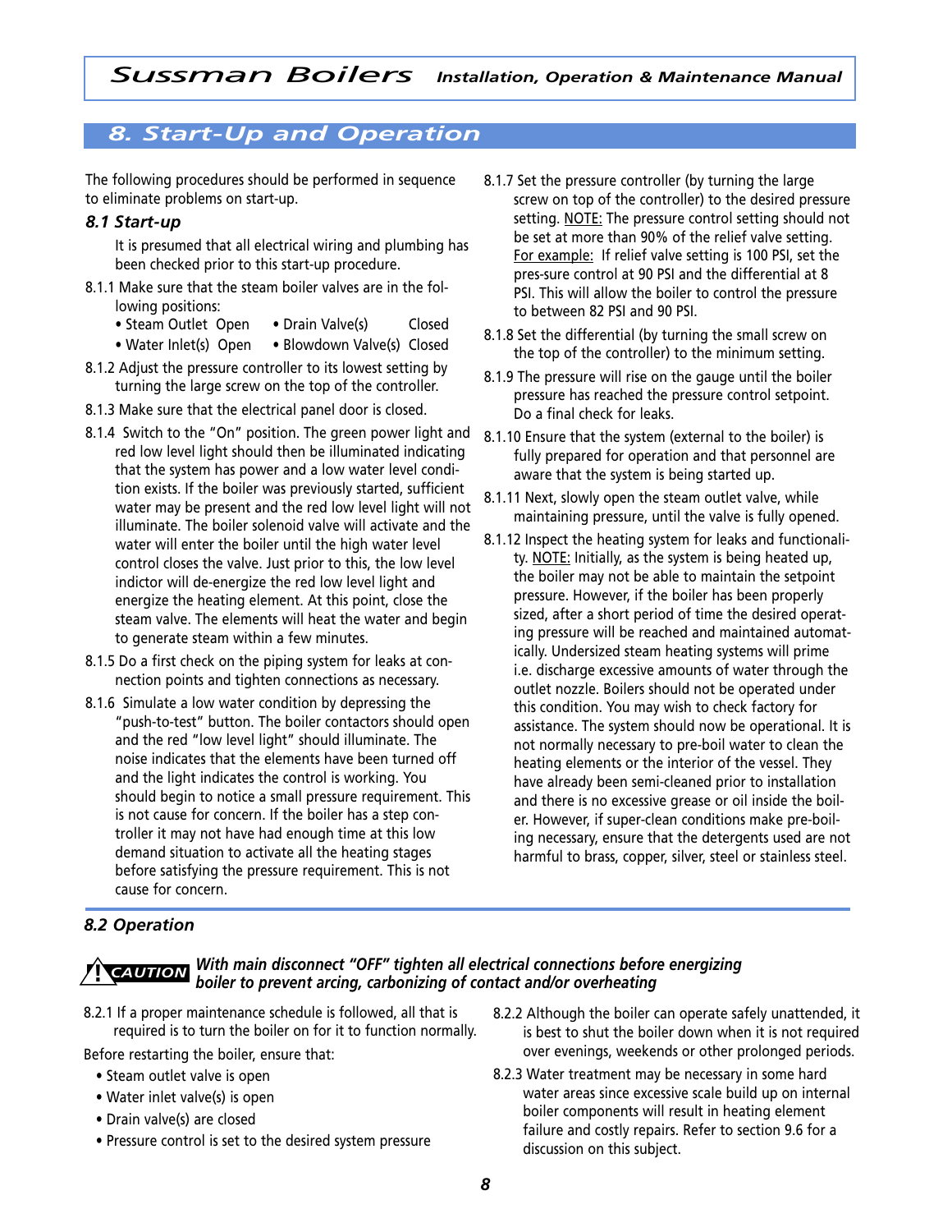## 8. Start-Up and Operation

The following procedures should be performed in sequence to eliminate problems on start-up.

### 8.1 Start-up

It is presumed that all electrical wiring and plumbing has been checked prior to this start-up procedure.

8.1.1 Make sure that the steam boiler valves are in the following positions:

- Steam Outlet Open
- Water Inlet(s) Open
- Drain Valve(s) Closed
- Blowdown Valve(s) Closed

8.1.2 Adjust the pressure controller to its lowest setting by turning the large screw on the top of the controller.

8.1.3 Make sure that the electrical panel door is closed.

8.1.4 Switch to the "On" position. The green power light and red low level light should then be illuminated indicating that the system has power and a low water level condition exists. If the boiler was previously started, sufficient water may be present and the red low level light will not illuminate. The boiler solenoid valve will activate and the water will enter the boiler until the high water level control closes the valve. Just prior to this, the low level indictor will de-energize the red low level light and energize the heating element. At this point, close the steam valve. The elements will heat the water and begin to generate steam within a few minutes.

8.1.5 Do a first check on the piping system for leaks at connection points and tighten connections as necessary.

8.1.6 Simulate a low water condition by depressing the "push-to-test" button. The boiler contactors should open and the red "low level light" should illuminate. The noise indicates that the elements have been turned off and the light indicates the control is working. You should begin to notice a small pressure requirement. This is not cause for concern. If the boiler has a step controller it may not have had enough time at this low demand situation to activate all the heating stages before satisfying the pressure requirement. This is not cause for concern.

8.1.7 Set the pressure controller (by turning the large screw on top of the controller) to the desired pressure setting. <u>NOTE:</u> The pressure control setting should not be set at more than 90% of the relief valve setting. <u>For example:</u> If relief valve setting is 100 PSI, set the pres-sure control at 90 PSI and the differential at 8 PSI. This will allow the boiler to control the pressure to between 82 PSI and 90 PSI.

8.1.8 Set the differential (by turning the small screw on the top of the controller) to the minimum setting.

8.1.9 The pressure will rise on the gauge until the boiler pressure has reached the pressure control setpoint. Do a final check for leaks.

8.1.10 Ensure that the system (external to the boiler) is fully prepared for operation and that personnel are aware that the system is being started up.

8.1.11 Next, slowly open the steam outlet valve, while maintaining pressure, until the valve is fully opened.

8.1.12 Inspect the heating system for leaks and functionality. <u>NOTE:</u> Initially, as the system is being heated up, the boiler may not be able to maintain the setpoint pressure. However, if the boiler has been properly sized, after a short period of time the desired operating pressure will be reached and maintained automatically. Undersized steam heating systems will prime i.e. discharge excessive amounts of water through the outlet nozzle. Boilers should not be operated under this condition. You may wish to check factory for assistance. The system should now be operational. It is not normally necessary to pre-boil water to clean the heating elements or the interior of the vessel. They have already been semi-cleaned prior to installation and there is no excessive grease or oil inside the boiler. However, if super-clean conditions make pre-boiling necessary, ensure that the detergents used are not harmful to brass, copper, silver, steel or stainless steel.

### 8.2 Operation

**CAUTION** ***With main disconnect "OFF" tighten all electrical connections before energizing boiler to prevent arcing, carbonizing of contact and/or overheating***

8.2.1 If a proper maintenance schedule is followed, all that is required is to turn the boiler on for it to function normally.

Before restarting the boiler, ensure that:

- Steam outlet valve is open
- Water inlet valve(s) is open
- Drain valve(s) are closed
- Pressure control is set to the desired system pressure

8.2.2 Although the boiler can operate safely unattended, it is best to shut the boiler down when it is not required over evenings, weekends or other prolonged periods.

8.2.3 Water treatment may be necessary in some hard water areas since excessive scale build up on internal boiler components will result in heating element failure and costly repairs. Refer to section 9.6 for a discussion on this subject.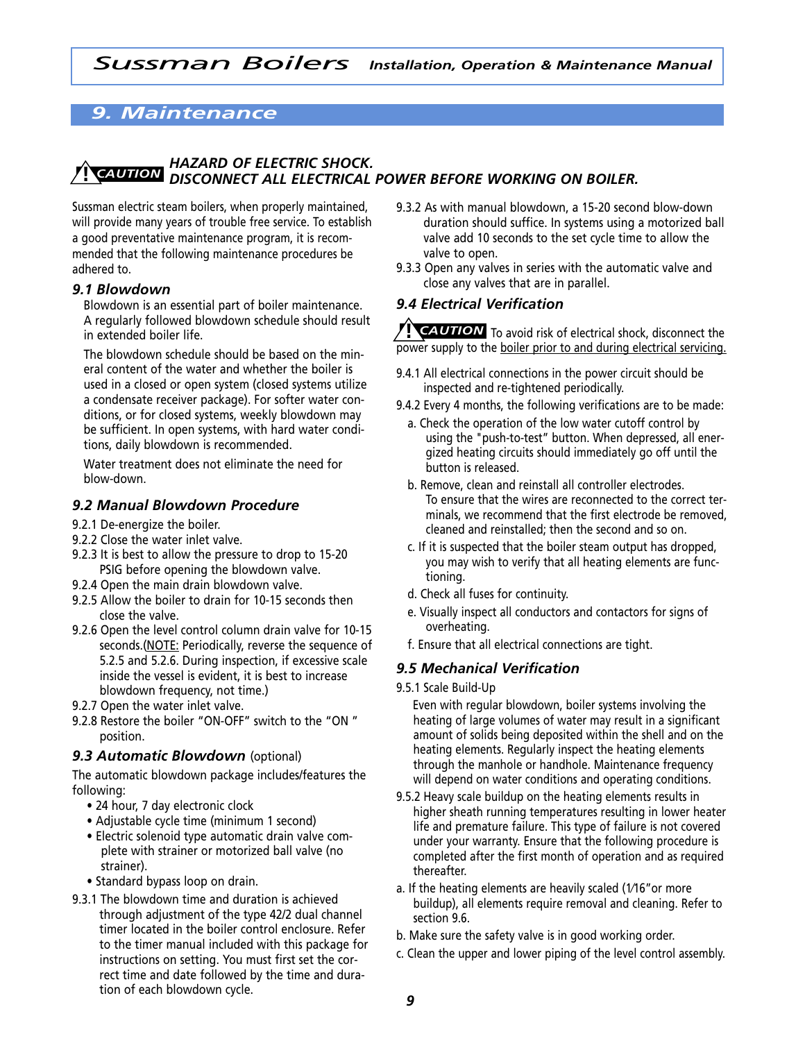# 9. Maintenance

**⚠ CAUTION** ***HAZARD OF ELECTRIC SHOCK. DISCONNECT ALL ELECTRICAL POWER BEFORE WORKING ON BOILER.***

Sussman electric steam boilers, when properly maintained, will provide many years of trouble free service. To establish a good preventative maintenance program, it is recommended that the following maintenance procedures be adhered to.

### 9.1 Blowdown

Blowdown is an essential part of boiler maintenance. A regularly followed blowdown schedule should result in extended boiler life.

The blowdown schedule should be based on the mineral content of the water and whether the boiler is used in a closed or open system (closed systems utilize a condensate receiver package). For softer water conditions, or for closed systems, weekly blowdown may be sufficient. In open systems, with hard water conditions, daily blowdown is recommended.

Water treatment does not eliminate the need for blow-down.

### 9.2 Manual Blowdown Procedure

9.2.1 De-energize the boiler.

9.2.2 Close the water inlet valve.

9.2.3 It is best to allow the pressure to drop to 15-20 PSIG before opening the blowdown valve.

9.2.4 Open the main drain blowdown valve.

9.2.5 Allow the boiler to drain for 10-15 seconds then close the valve.

9.2.6 Open the level control column drain valve for 10-15 seconds.(NOTE: Periodically, reverse the sequence of 5.2.5 and 5.2.6. During inspection, if excessive scale inside the vessel is evident, it is best to increase blowdown frequency, not time.)

9.2.7 Open the water inlet valve.

9.2.8 Restore the boiler "ON-OFF" switch to the "ON " position.

### 9.3 Automatic Blowdown (optional)

The automatic blowdown package includes/features the following:

- 24 hour, 7 day electronic clock
- Adjustable cycle time (minimum 1 second)
- Electric solenoid type automatic drain valve complete with strainer or motorized ball valve (no strainer).
- Standard bypass loop on drain.

9.3.1 The blowdown time and duration is achieved through adjustment of the type 42/2 dual channel timer located in the boiler control enclosure. Refer to the timer manual included with this package for instructions on setting. You must first set the correct time and date followed by the time and duration of each blowdown cycle.

9.3.2 As with manual blowdown, a 15-20 second blow-down duration should suffice. In systems using a motorized ball valve add 10 seconds to the set cycle time to allow the valve to open.

9.3.3 Open any valves in series with the automatic valve and close any valves that are in parallel.

### 9.4 Electrical Verification

**⚠ CAUTION** To avoid risk of electrical shock, disconnect the power supply to the boiler prior to and during electrical servicing.

9.4.1 All electrical connections in the power circuit should be inspected and re-tightened periodically.

9.4.2 Every 4 months, the following verifications are to be made:

a. Check the operation of the low water cutoff control by using the "push-to-test" button. When depressed, all energized heating circuits should immediately go off until the button is released.

b. Remove, clean and reinstall all controller electrodes. To ensure that the wires are reconnected to the correct terminals, we recommend that the first electrode be removed, cleaned and reinstalled; then the second and so on.

c. If it is suspected that the boiler steam output has dropped, you may wish to verify that all heating elements are functioning.

d. Check all fuses for continuity.

e. Visually inspect all conductors and contactors for signs of overheating.

f. Ensure that all electrical connections are tight.

### 9.5 Mechanical Verification

9.5.1 Scale Build-Up

Even with regular blowdown, boiler systems involving the heating of large volumes of water may result in a significant amount of solids being deposited within the shell and on the heating elements. Regularly inspect the heating elements through the manhole or handhole. Maintenance frequency will depend on water conditions and operating conditions.

9.5.2 Heavy scale buildup on the heating elements results in higher sheath running temperatures resulting in lower heater life and premature failure. This type of failure is not covered under your warranty. Ensure that the following procedure is completed after the first month of operation and as required thereafter.

a. If the heating elements are heavily scaled (1⁄16"or more buildup), all elements require removal and cleaning. Refer to section 9.6.

b. Make sure the safety valve is in good working order.

c. Clean the upper and lower piping of the level control assembly.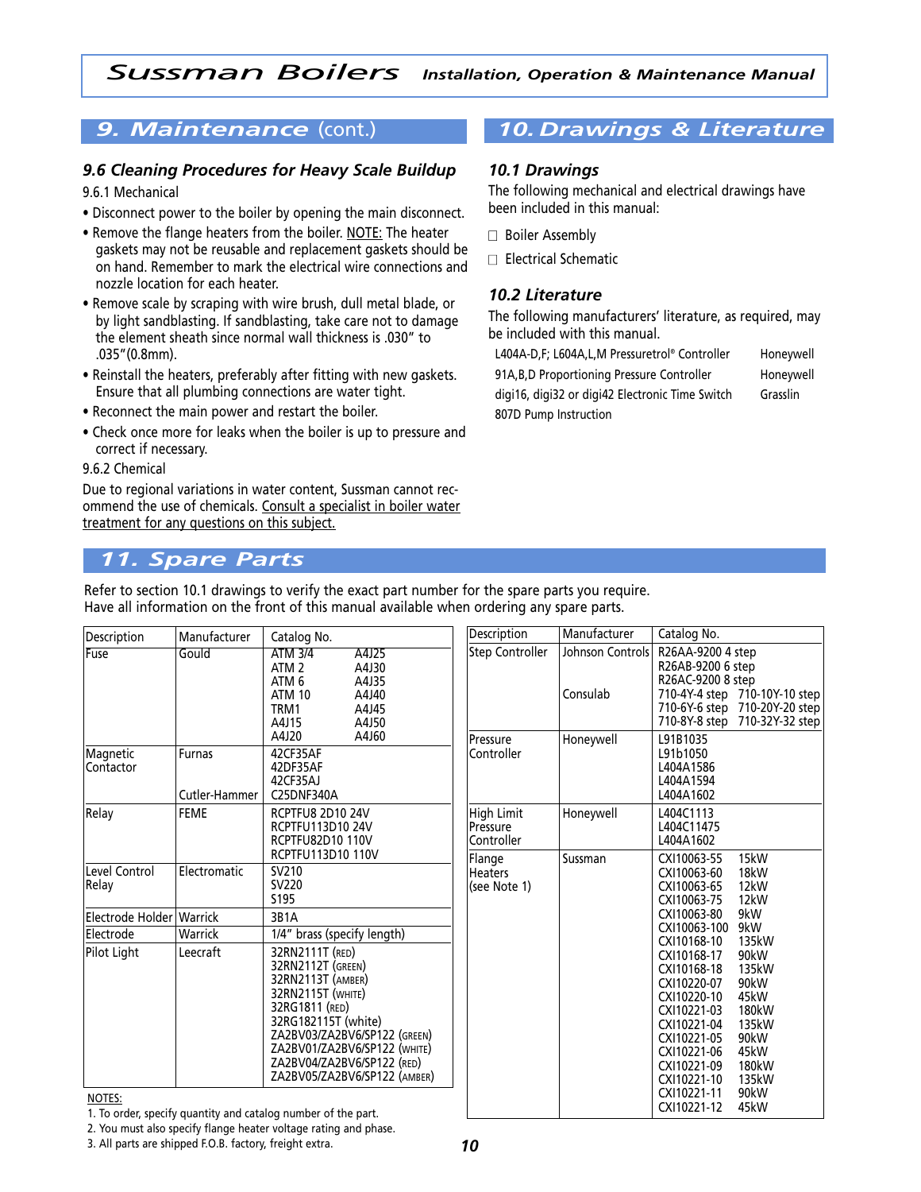## 9. Maintenance (cont.)

### 9.6 Cleaning Procedures for Heavy Scale Buildup

9.6.1 Mechanical

- Disconnect power to the boiler by opening the main disconnect.
- Remove the flange heaters from the boiler. NOTE: The heater gaskets may not be reusable and replacement gaskets should be on hand. Remember to mark the electrical wire connections and nozzle location for each heater.
- Remove scale by scraping with wire brush, dull metal blade, or by light sandblasting. If sandblasting, take care not to damage the element sheath since normal wall thickness is .030" to .035"(0.8mm).
- Reinstall the heaters, preferably after fitting with new gaskets. Ensure that all plumbing connections are water tight.
- Reconnect the main power and restart the boiler.
- Check once more for leaks when the boiler is up to pressure and correct if necessary.

9.6.2 Chemical

Due to regional variations in water content, Sussman cannot recommend the use of chemicals. Consult a specialist in boiler water treatment for any questions on this subject.

## 10. Drawings & Literature

### 10.1 Drawings

The following mechanical and electrical drawings have been included in this manual:

- ☐ Boiler Assembly
- ☐ Electrical Schematic

### 10.2 Literature

The following manufacturers' literature, as required, may be included with this manual.

| | |
|---|---|
| L404A-D,F; L604A,L,M Pressuretrol® Controller | Honeywell |
| 91A,B,D Proportioning Pressure Controller | Honeywell |
| digi16, digi32 or digi42 Electronic Time Switch | Grasslin |
| 807D Pump Instruction | |

## 11. Spare Parts

Refer to section 10.1 drawings to verify the exact part number for the spare parts you require.
Have all information on the front of this manual available when ordering any spare parts.

| Description | Manufacturer | Catalog No. |
|---|---|---|
| Fuse | Gould | ATM 3/4, ATM 2, ATM 6, ATM 10, TRM1, A4J15, A4J20, A4J25, A4J30, A4J35, A4J40, A4J45, A4J50, A4J60 |
| Magnetic Contactor | Furnas | 42CF35AF, 42DF35AF, 42CF35AJ |
| | Cutler-Hammer | C25DNF340A |
| Relay | FEME | RCPTFU8 2D10 24V, RCPTFU113D10 24V, RCPTFU82D10 110V, RCPTFU113D10 110V |
| Level Control Relay | Electromatic | SV210, SV220, S195 |
| Electrode Holder | Warrick | 3B1A |
| Electrode | Warrick | 1/4" brass (specify length) |
| Pilot Light | Leecraft | 32RN2111T (RED), 32RN2112T (GREEN), 32RN2113T (AMBER), 32RN2115T (WHITE), 32RG1811 (RED), 32RG182115T (white), ZA2BV03/ZA2BV6/SP122 (GREEN), ZA2BV01/ZA2BV6/SP122 (WHITE), ZA2BV04/ZA2BV6/SP122 (RED), ZA2BV05/ZA2BV6/SP122 (AMBER) |

| Description | Manufacturer | Catalog No. |
|---|---|---|
| Step Controller | Johnson Controls | R26AA-9200 4 step, R26AB-9200 6 step, R26AC-9200 8 step |
| | Consulab | 710-4Y-4 step, 710-6Y-6 step, 710-8Y-8 step, 710-10Y-10 step, 710-20Y-20 step, 710-32Y-32 step |
| Pressure Controller | Honeywell | L91B1035, L91b1050, L404A1586, L404A1594, L404A1602 |
| High Limit Pressure Controller | Honeywell | L404C1113, L404C11475, L404A1602 |
| Flange Heaters (see Note 1) | Sussman | CXI10063-55 15kW, CXI10063-60 18kW, CXI10063-65 12kW, CXI10063-75 12kW, CXI10063-80 9kW, CXI10063-100 9kW, CXI10168-10 135kW, CXI10168-17 90kW, CXI10168-18 135kW, CXI10220-07 90kW, CXI10220-10 45kW, CXI10221-03 180kW, CXI10221-04 135kW, CXI10221-05 90kW, CXI10221-06 45kW, CXI10221-09 180kW, CXI10221-10 135kW, CXI10221-11 90kW, CXI10221-12 45kW |

NOTES:

1. To order, specify quantity and catalog number of the part.
2. You must also specify flange heater voltage rating and phase.
3. All parts are shipped F.O.B. factory, freight extra.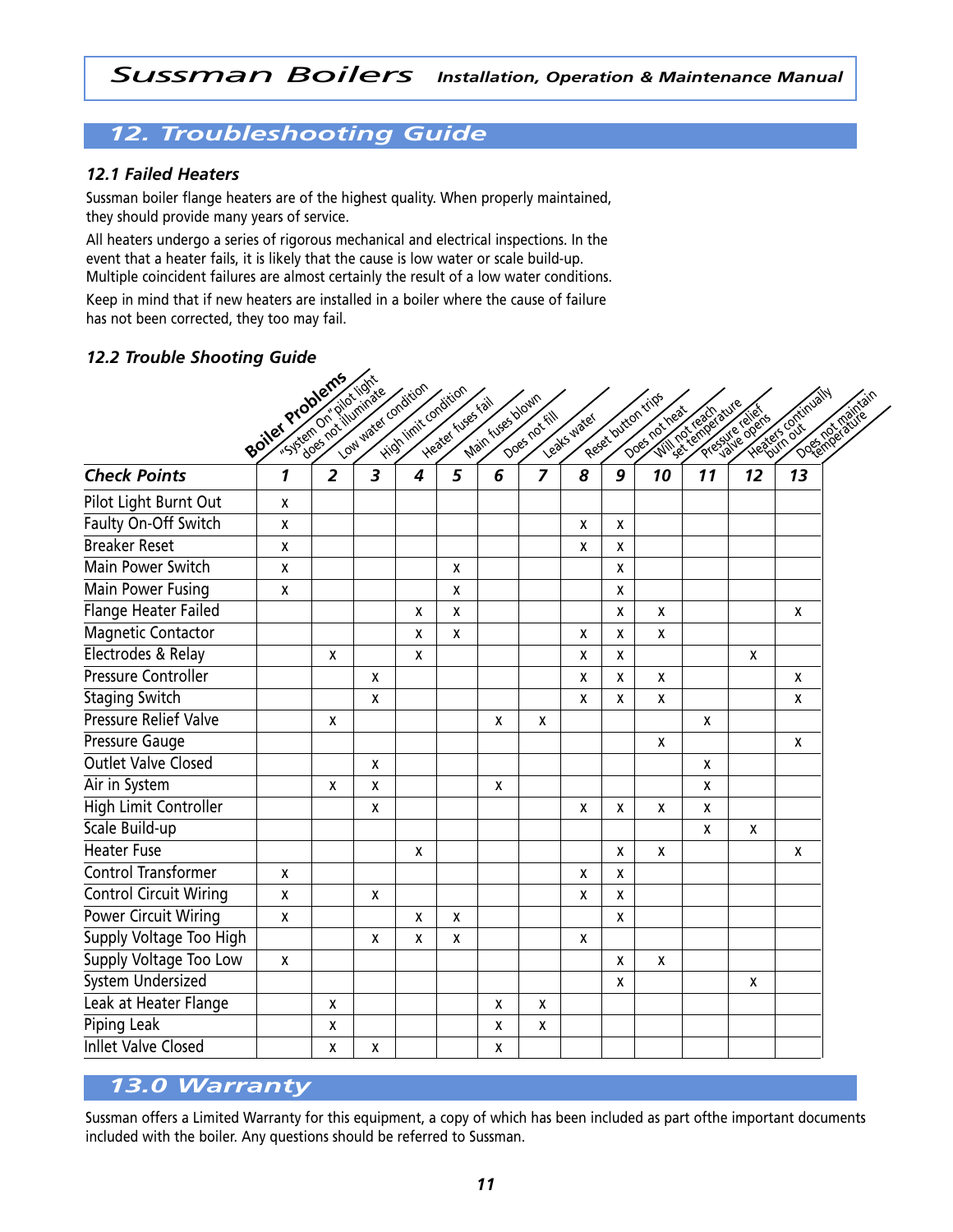## 12. Troubleshooting Guide

### 12.1 Failed Heaters

Sussman boiler flange heaters are of the highest quality. When properly maintained, they should provide many years of service.

All heaters undergo a series of rigorous mechanical and electrical inspections. In the event that a heater fails, it is likely that the cause is low water or scale build-up. Multiple coincident failures are almost certainly the result of a low water conditions.

Keep in mind that if new heaters are installed in a boiler where the cause of failure has not been corrected, they too may fail.

### 12.2 Trouble Shooting Guide

**Boiler Problems**

1. "System On" pilot light does not illuminate
2. Low water condition
3. High limit condition
4. Heater fuses fail
5. Main fuses blown
6. Does not fill
7. Leaks water
8. Reset button trips
9. Does not heat
10. Will not reach set temperature
11. Pressure relief valve opens
12. Heaters continually burn out
13. Does not maintain temperature

| Check Points | 1 | 2 | 3 | 4 | 5 | 6 | 7 | 8 | 9 | 10 | 11 | 12 | 13 |
|---|---|---|---|---|---|---|---|---|---|---|---|---|---|
| Pilot Light Burnt Out | x | | | | | | | | | | | | |
| Faulty On-Off Switch | x | | | | | | | x | x | | | | |
| Breaker Reset | x | | | | | | | x | x | | | | |
| Main Power Switch | x | | | | x | | | | x | | | | |
| Main Power Fusing | x | | | | x | | | | x | | | | |
| Flange Heater Failed | | | | x | x | | | | x | x | | | x |
| Magnetic Contactor | | | | x | x | | | x | x | x | | | |
| Electrodes & Relay | | x | | x | | | | x | x | | | x | |
| Pressure Controller | | | x | | | | | x | x | x | | | x |
| Staging Switch | | | x | | | | | x | x | x | | | x |
| Pressure Relief Valve | | x | | | | x | x | | | | x | | |
| Pressure Gauge | | | | | | | | | | x | | | x |
| Outlet Valve Closed | | | x | | | | | | | | x | | |
| Air in System | | x | x | | | x | | | | | x | | |
| High Limit Controller | | | x | | | | | x | x | x | x | | |
| Scale Build-up | | | | | | | | | | | x | x | |
| Heater Fuse | | | | x | | | | | x | x | | | x |
| Control Transformer | x | | | | | | | x | x | | | | |
| Control Circuit Wiring | x | | x | | | | | x | x | | | | |
| Power Circuit Wiring | x | | | x | x | | | | x | | | | |
| Supply Voltage Too High | | | x | x | x | | | x | | | | | |
| Supply Voltage Too Low | x | | | | | | | | x | x | | | |
| System Undersized | | | | | | | | | x | | | x | |
| Leak at Heater Flange | | x | | | | x | x | | | | | | |
| Piping Leak | | x | | | | x | x | | | | | | |
| Inlet Valve Closed | | x | x | | | x | | | | | | | |

## 13.0 Warranty

Sussman offers a Limited Warranty for this equipment, a copy of which has been included as part ofthe important documents included with the boiler. Any questions should be referred to Sussman.